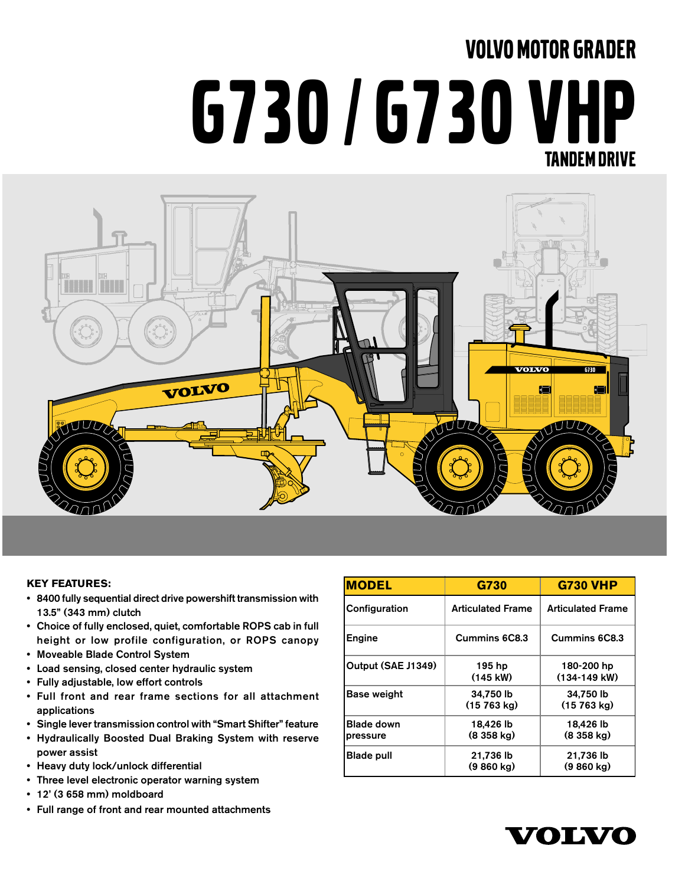VOLVO MOTOR GRADER

# G730 / G730 VHP

## TANDEM DRIVE

**KEY FEATURES:**

- 8400 fully sequential direct drive powershift transmission with 13.5" (343 mm) clutch
- Choice of fully enclosed, quiet, comfortable ROPS cab in full height or low profile configuration, or ROPS canopy
- Moveable Blade Control System
- Load sensing, closed center hydraulic system
- Fully adjustable, low effort controls
- Full front and rear frame sections for all attachment applications
- Single lever transmission control with "Smart Shifter" feature
- Hydraulically Boosted Dual Braking System with reserve power assist
- Heavy duty lock/unlock differential
- Three level electronic operator warning system
- 12' (3 658 mm) moldboard
- Full range of front and rear mounted attachments

| MODEL | G730 | G730 VHP |
|---|---|---|
| Configuration | Articulated Frame | Articulated Frame |
| Engine | Cummins 6C8.3 | Cummins 6C8.3 |
| Output (SAE J1349) | 195 hp (145 kW) | 180-200 hp (134-149 kW) |
| Base weight | 34,750 lb (15 763 kg) | 34,750 lb (15 763 kg) |
| Blade down pressure | 18,426 lb (8 358 kg) | 18,426 lb (8 358 kg) |
| Blade pull | 21,736 lb (9 860 kg) | 21,736 lb (9 860 kg) |

VOLVO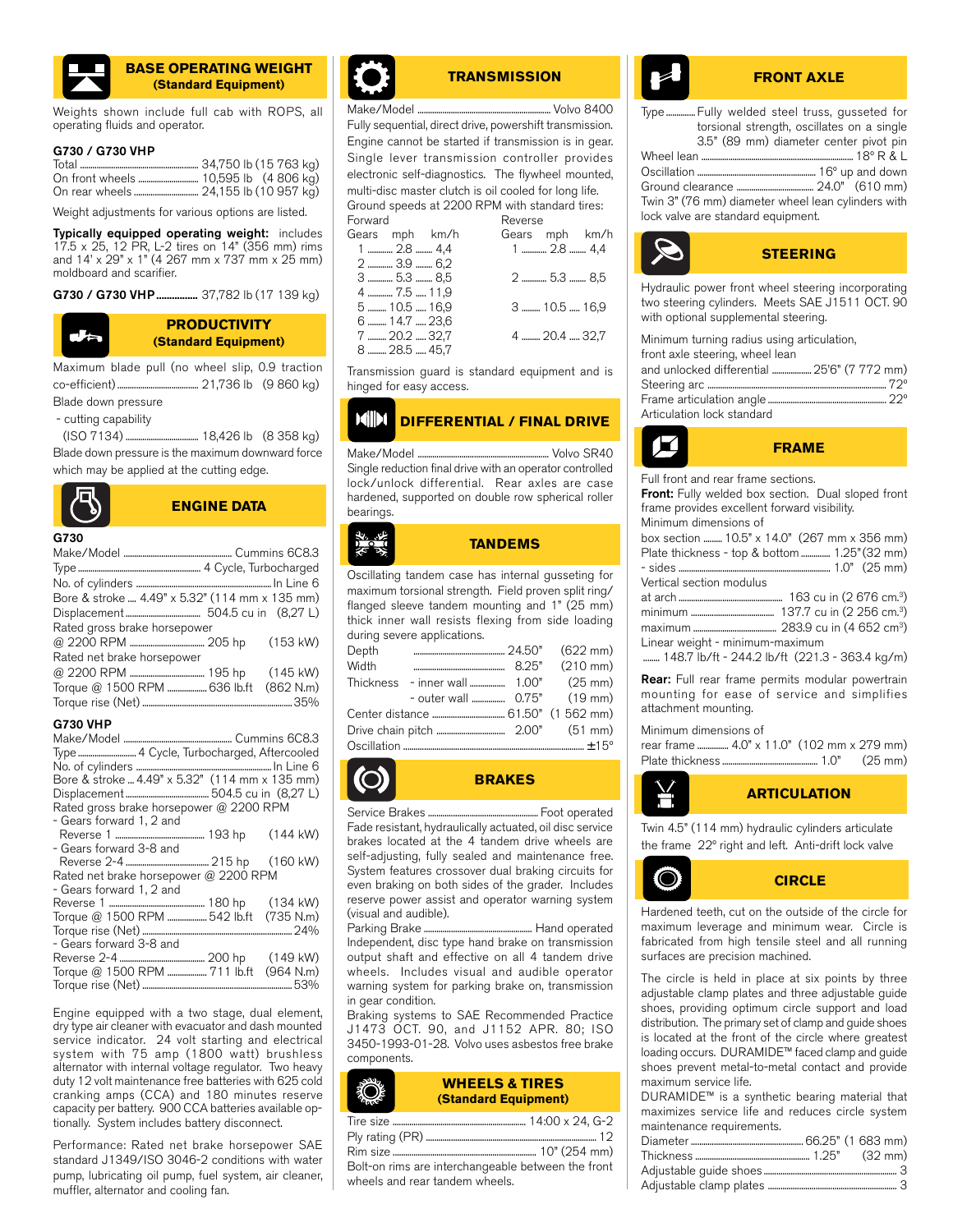## BASE OPERATING WEIGHT (Standard Equipment)

Weights shown include full cab with ROPS, all operating fluids and operator.

**G730 / G730 VHP**

| | | |
|---|---|---|
| Total | 34,750 lb | (15 763 kg) |
| On front wheels | 10,595 lb | (4 806 kg) |
| On rear wheels | 24,155 lb | (10 957 kg) |

Weight adjustments for various options are listed.

**Typically equipped operating weight:** includes 17.5 x 25, 12 PR, L-2 tires on 14" (356 mm) rims and 14' x 29" x 1" (4 267 mm x 737 mm x 25 mm) moldboard and scarifier.

**G730 / G730 VHP** ............... 37,782 lb (17 139 kg)

## PRODUCTIVITY (Standard Equipment)

Maximum blade pull (no wheel slip, 0.9 traction co-efficient) ............ 21,736 lb (9 860 kg)

Blade down pressure
- cutting capability (ISO 7134) ............ 18,426 lb (8 358 kg)

Blade down pressure is the maximum downward force which may be applied at the cutting edge.

## ENGINE DATA

**G730**

| | | |
|---|---|---|
| Make/Model | Cummins 6C8.3 | |
| Type | 4 Cycle, Turbocharged | |
| No. of cylinders | In Line 6 | |
| Bore & stroke | 4.49" x 5.32" (114 mm x 135 mm) | |
| Displacement | 504.5 cu in | (8,27 L) |
| Rated gross brake horsepower @ 2200 RPM | 205 hp | (153 kW) |
| Rated net brake horsepower @ 2200 RPM | 195 hp | (145 kW) |
| Torque @ 1500 RPM | 636 lb.ft | (862 N.m) |
| Torque rise (Net) | 35% | |

**G730 VHP**

| | | |
|---|---|---|
| Make/Model | Cummins 6C8.3 | |
| Type | 4 Cycle, Turbocharged, Aftercooled | |
| No. of cylinders | In Line 6 | |
| Bore & stroke | 4.49" x 5.32" (114 mm x 135 mm) | |
| Displacement | 504.5 cu in | (8,27 L) |
| Rated gross brake horsepower @ 2200 RPM | | |
| - Gears forward 1, 2 and Reverse 1 | 193 hp | (144 kW) |
| - Gears forward 3-8 and Reverse 2-4 | 215 hp | (160 kW) |
| Rated net brake horsepower @ 2200 RPM | | |
| - Gears forward 1, 2 and Reverse 1 | 180 hp | (134 kW) |
| Torque @ 1500 RPM | 542 lb.ft | (735 N.m) |
| Torque rise (Net) | 24% | |
| - Gears forward 3-8 and Reverse 2-4 | 200 hp | (149 kW) |
| Torque @ 1500 RPM | 711 lb.ft | (964 N.m) |
| Torque rise (Net) | 53% | |

Engine equipped with a two stage, dual element, dry type air cleaner with evacuator and dash mounted service indicator. 24 volt starting and electrical system with 75 amp (1800 watt) brushless alternator with internal voltage regulator. Two heavy duty 12 volt maintenance free batteries with 625 cold cranking amps (CCA) and 180 minutes reserve capacity per battery. 900 CCA batteries available optionally. System includes battery disconnect.

Performance: Rated net brake horsepower SAE standard J1349/ISO 3046-2 conditions with water pump, lubricating oil pump, fuel system, air cleaner, muffler, alternator and cooling fan.

## TRANSMISSION

Make/Model ............ Volvo 8400

Fully sequential, direct drive, powershift transmission. Engine cannot be started if transmission is in gear. Single lever transmission controller provides electronic self-diagnostics. The flywheel mounted, multi-disc master clutch is oil cooled for long life.

Ground speeds at 2200 RPM with standard tires:

| Forward Gears | mph | km/h | Reverse Gears | mph | km/h |
|---|---|---|---|---|---|
| 1 | 2.8 | 4,4 | 1 | 2.8 | 4,4 |
| 2 | 3.9 | 6,2 | | | |
| 3 | 5.3 | 8,5 | 2 | 5.3 | 8,5 |
| 4 | 7.5 | 11,9 | | | |
| 5 | 10.5 | 16,9 | 3 | 10.5 | 16,9 |
| 6 | 14.7 | 23,6 | | | |
| 7 | 20.2 | 32,7 | 4 | 20.4 | 32,7 |
| 8 | 28.5 | 45,7 | | | |

Transmission guard is standard equipment and is hinged for easy access.

## DIFFERENTIAL / FINAL DRIVE

Make/Model ............ Volvo SR40

Single reduction final drive with an operator controlled lock/unlock differential. Rear axles are case hardened, supported on double row spherical roller bearings.

## TANDEMS

Oscillating tandem case has internal gusseting for maximum torsional strength. Field proven split ring/flanged sleeve tandem mounting and 1" (25 mm) thick inner wall resists flexing from side loading during severe applications.

| | | |
|---|---|---|
| Depth | 24.50" | (622 mm) |
| Width | 8.25" | (210 mm) |
| Thickness - inner wall | 1.00" | (25 mm) |
| - outer wall | 0.75" | (19 mm) |
| Center distance | 61.50" | (1 562 mm) |
| Drive chain pitch | 2.00" | (51 mm) |
| Oscillation | ±15° | |

## BRAKES

Service Brakes ............ Foot operated

Fade resistant, hydraulically actuated, oil disc service brakes located at the 4 tandem drive wheels are self-adjusting, fully sealed and maintenance free. System features crossover dual braking circuits for even braking on both sides of the grader. Includes reserve power assist and operator warning system (visual and audible).

Parking Brake ............ Hand operated

Independent, disc type hand brake on transmission output shaft and effective on all 4 tandem drive wheels. Includes visual and audible operator warning system for parking brake on, transmission in gear condition.

Braking systems to SAE Recommended Practice J1473 OCT. 90, and J1152 APR. 80; ISO 3450-1993-01-28. Volvo uses asbestos free brake components.

## WHEELS & TIRES (Standard Equipment)

| | |
|---|---|
| Tire size | 14:00 x 24, G-2 |
| Ply rating (PR) | 12 |
| Rim size | 10" (254 mm) |

Bolt-on rims are interchangeable between the front wheels and rear tandem wheels.

## FRONT AXLE

Type ............ Fully welded steel truss, gusseted for torsional strength, oscillates on a single 3.5" (89 mm) diameter center pivot pin

| | |
|---|---|
| Wheel lean | 18° R & L |
| Oscillation | 16° up and down |
| Ground clearance | 24.0" (610 mm) |

Twin 3" (76 mm) diameter wheel lean cylinders with lock valve are standard equipment.

## STEERING

Hydraulic power front wheel steering incorporating two steering cylinders. Meets SAE J1511 OCT. 90 with optional supplemental steering.

| | |
|---|---|
| Minimum turning radius using articulation, front axle steering, wheel lean and unlocked differential | 25'6" (7 772 mm) |
| Steering arc | 72° |
| Frame articulation angle | 22° |

Articulation lock standard

## FRAME

Full front and rear frame sections.

**Front:** Fully welded box section. Dual sloped front frame provides excellent forward visibility.

| | | |
|---|---|---|
| Minimum dimensions of box section | 10.5" x 14.0" | (267 mm x 356 mm) |
| Plate thickness - top & bottom | 1.25" | (32 mm) |
| - sides | 1.0" | (25 mm) |
| Vertical section modulus at arch | 163 cu in | (2 676 cm.³) |
| minimum | 137.7 cu in | (2 256 cm.³) |
| maximum | 283.9 cu in | (4 652 cm³) |
| Linear weight - minimum-maximum | 148.7 lb/ft - 244.2 lb/ft | (221.3 - 363.4 kg/m) |

**Rear:** Full rear frame permits modular powertrain mounting for ease of service and simplifies attachment mounting.

| | | |
|---|---|---|
| Minimum dimensions of rear frame | 4.0" x 11.0" | (102 mm x 279 mm) |
| Plate thickness | 1.0" | (25 mm) |

## ARTICULATION

Twin 4.5" (114 mm) hydraulic cylinders articulate the frame 22° right and left. Anti-drift lock valve

## CIRCLE

Hardened teeth, cut on the outside of the circle for maximum leverage and minimum wear. Circle is fabricated from high tensile steel and all running surfaces are precision machined.

The circle is held in place at six points by three adjustable clamp plates and three adjustable guide shoes, providing optimum circle support and load distribution. The primary set of clamp and guide shoes is located at the front of the circle where greatest loading occurs. DURAMIDE™ faced clamp and guide shoes prevent metal-to-metal contact and provide maximum service life.

DURAMIDE™ is a synthetic bearing material that maximizes service life and reduces circle system maintenance requirements.

| | | |
|---|---|---|
| Diameter | 66.25" | (1 683 mm) |
| Thickness | 1.25" | (32 mm) |
| Adjustable guide shoes | 3 | |
| Adjustable clamp plates | 3 | |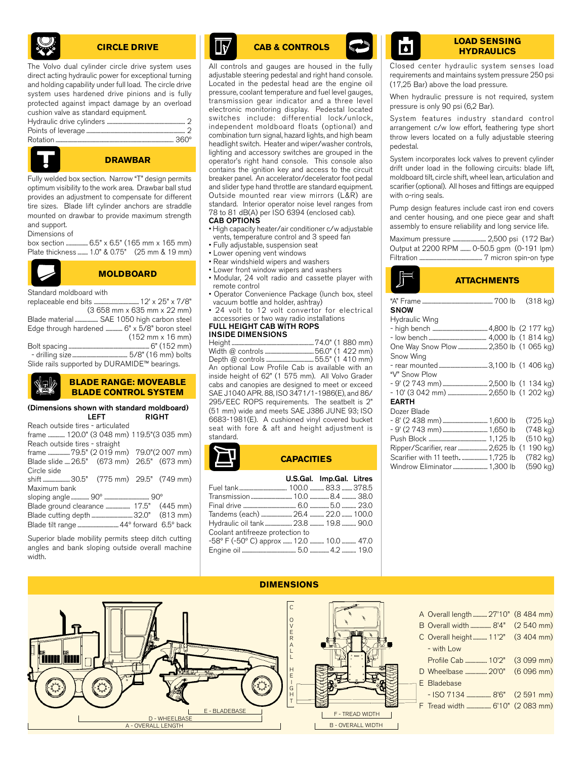## CIRCLE DRIVE

The Volvo dual cylinder circle drive system uses direct acting hydraulic power for exceptional turning and holding capability under full load. The circle drive system uses hardened drive pinions and is fully protected against impact damage by an overload cushion valve as standard equipment.

Hydraulic drive cylinders .............. 2
Points of leverage .............. 2
Rotation .............. 360°

## DRAWBAR

Fully welded box section. Narrow "T" design permits optimum visibility to the work area. Drawbar ball stud provides an adjustment to compensate for different tire sizes. Blade lift cylinder anchors are straddle mounted on drawbar to provide maximum strength and support.

Dimensions of
box section .............. 6.5" x 6.5" (165 mm x 165 mm)
Plate thickness .............. 1.0" & 0.75" (25 mm & 19 mm)

## MOLDBOARD

Standard moldboard with
replaceable end bits .............. 12' x 25" x 7/8" (3 658 mm x 635 mm x 22 mm)
Blade material .............. SAE 1050 high carbon steel
Edge through hardened .............. 6" x 5/8" boron steel (152 mm x 16 mm)
Bolt spacing .............. 6" (152 mm)
- drilling size .............. 5/8" (16 mm) bolts
Slide rails supported by DURAMIDE™ bearings.

## BLADE RANGE: MOVEABLE BLADE CONTROL SYSTEM

**(Dimensions shown with standard moldboard)**

| | LEFT | RIGHT |
|---|---|---|
| Reach outside tires - articulated frame | 120.0" (3 048 mm) | 119.5"(3 035 mm) |
| Reach outside tires - straight frame | 79.5" (2 019 mm) | 79.0"(2 007 mm) |
| Blade slide | 26.5" (673 mm) | 26.5" (673 mm) |
| Circle side shift | 30.5" (775 mm) | 29.5" (749 mm) |
| Maximum bank sloping angle | 90° | 90° |

Blade ground clearance .............. 17.5" (445 mm)
Blade cutting depth .............. 32.0" (813 mm)
Blade tilt range .............. 44° forward 6.5° back

Superior blade mobility permits steep ditch cutting angles and bank sloping outside overall machine width.

## CAB & CONTROLS

All controls and gauges are housed in the fully adjustable steering pedestal and right hand console. Located in the pedestal head are the engine oil pressure, coolant temperature and fuel level gauges, transmission gear indicator and a three level electronic monitoring display. Pedestal located switches include: differential lock/unlock, independent moldboard floats (optional) and combination turn signal, hazard lights, and high beam headlight switch. Heater and wiper/washer controls, lighting and accessory switches are grouped in the operator's right hand console. This console also contains the ignition key and access to the circuit breaker panel. An accelerator/decelerator foot pedal and slider type hand throttle are standard equipment. Outside mounted rear view mirrors (L&R) are standard. Interior operator noise level ranges from 78 to 81 dB(A) per ISO 6394 (enclosed cab).

**CAB OPTIONS**

- High capacity heater/air conditioner c/w adjustable vents, temperature control and 3 speed fan
- Fully adjustable, suspension seat
- Lower opening vent windows
- Rear windshield wipers and washers
- Lower front window wipers and washers
- Modular, 24 volt radio and cassette player with remote control
- Operator Convenience Package (lunch box, steel vacuum bottle and holder, ashtray)
- 24 volt to 12 volt convertor for electrical accessories or two way radio installations

**FULL HEIGHT CAB WITH ROPS INSIDE DIMENSIONS**

Height .............. 74.0" (1 880 mm)
Width @ controls .............. 56.0" (1 422 mm)
Depth @ controls .............. 55.5" (1 410 mm)

An optional Low Profile Cab is available with an inside height of 62" (1 575 mm). All Volvo Grader cabs and canopies are designed to meet or exceed SAE J1040 APR. 88, ISO 3471/1-1986(E), and 86/295/EEC ROPS requirements. The seatbelt is 2" (51 mm) wide and meets SAE J386 JUNE 93; ISO 6683-1981(E). A cushioned vinyl covered bucket seat with fore & aft and height adjustment is standard.

## CAPACITIES

| | U.S.Gal. | Imp.Gal. | Litres |
|---|---|---|---|
| Fuel tank | 100.0 | 83.3 | 378.5 |
| Transmission | 10.0 | 8.4 | 38.0 |
| Final drive | 6.0 | 5.0 | 23.0 |
| Tandems (each) | 26.4 | 22.0 | 100.0 |
| Hydraulic oil tank | 23.8 | 19.8 | 90.0 |
| Coolant antifreeze protection to -58° F (-50° C) approx | 12.0 | 10.0 | 47.0 |
| Engine oil | 5.0 | 4.2 | 19.0 |

## LOAD SENSING HYDRAULICS

Closed center hydraulic system senses load requirements and maintains system pressure 250 psi (17,25 Bar) above the load pressure.

When hydraulic pressure is not required, system pressure is only 90 psi (6,2 Bar).

System features industry standard control arrangement c/w low effort, feathering type short throw levers located on a fully adjustable steering pedestal.

System incorporates lock valves to prevent cylinder drift under load in the following circuits: blade lift, moldboard tilt, circle shift, wheel lean, articulation and scarifier (optional). All hoses and fittings are equipped with o-ring seals.

Pump design features include cast iron end covers and center housing, and one piece gear and shaft assembly to ensure reliability and long service life.

Maximum pressure .............. 2,500 psi (172 Bar)
Output at 2200 RPM .............. 0-50.5 gpm (0-191 lpm)
Filtration .............. 7 micron spin-on type

## ATTACHMENTS

"A" Frame .............. 700 lb (318 kg)

**SNOW**

Hydraulic Wing
- high bench .............. 4,800 lb (2 177 kg)
- low bench .............. 4,000 lb (1 814 kg)

One Way Snow Plow .............. 2,350 lb (1 065 kg)

Snow Wing
- rear mounted .............. 3,100 lb (1 406 kg)

"V" Snow Plow
- 9' (2 743 mm) .............. 2,500 lb (1 134 kg)
- 10' (3 042 mm) .............. 2,650 lb (1 202 kg)

**EARTH**

Dozer Blade
- 8' (2 438 mm) .............. 1,600 lb (725 kg)
- 9' (2 743 mm) .............. 1,650 lb (748 kg)

Push Block .............. 1,125 lb (510 kg)
Ripper/Scarifier, rear .............. 2,625 lb (1 190 kg)
Scarifier with 11 teeth .............. 1,725 lb (782 kg)
Windrow Eliminator .............. 1,300 lb (590 kg)

## DIMENSIONS

C - OVERALL HEIGHT
E - BLADEBASE
D - WHEELBASE
A - OVERALL LENGTH
F - TREAD WIDTH
B - OVERALL WIDTH

A Overall length .............. 27'10" (8 484 mm)
B Overall width .............. 8'4" (2 540 mm)
C Overall height .............. 11'2" (3 404 mm)
- with Low Profile Cab .............. 10'2" (3 099 mm)
D Wheelbase .............. 20'0" (6 096 mm)
E Bladebase
- ISO 7134 .............. 8'6" (2 591 mm)
F Tread width .............. 6'10" (2 083 mm)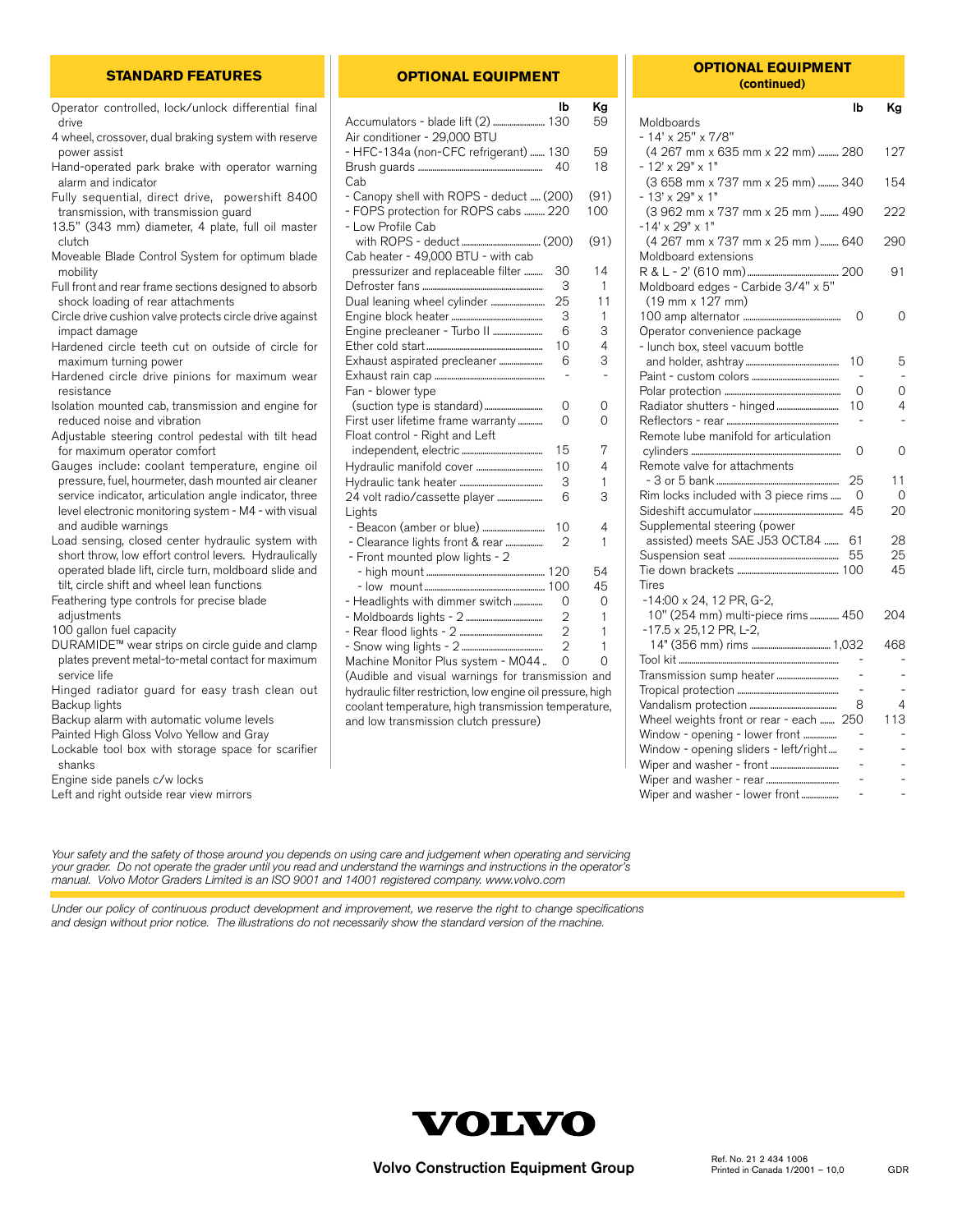## STANDARD FEATURES

- Operator controlled, lock/unlock differential final drive
- 4 wheel, crossover, dual braking system with reserve power assist
- Hand-operated park brake with operator warning alarm and indicator
- Fully sequential, direct drive, powershift 8400 transmission, with transmission guard
- 13.5" (343 mm) diameter, 4 plate, full oil master clutch
- Moveable Blade Control System for optimum blade mobility
- Full front and rear frame sections designed to absorb shock loading of rear attachments
- Circle drive cushion valve protects circle drive against impact damage
- Hardened circle teeth cut on outside of circle for maximum turning power
- Hardened circle drive pinions for maximum wear resistance
- Isolation mounted cab, transmission and engine for reduced noise and vibration
- Adjustable steering control pedestal with tilt head for maximum operator comfort
- Gauges include: coolant temperature, engine oil pressure, fuel, hourmeter, dash mounted air cleaner service indicator, articulation angle indicator, three level electronic monitoring system - M4 - with visual and audible warnings
- Load sensing, closed center hydraulic system with short throw, low effort control levers. Hydraulically operated blade lift, circle turn, moldboard slide and tilt, circle shift and wheel lean functions
- Feathering type controls for precise blade adjustments
- 100 gallon fuel capacity
- DURAMIDE™ wear strips on circle guide and clamp plates prevent metal-to-metal contact for maximum service life
- Hinged radiator guard for easy trash clean out
- Backup lights
- Backup alarm with automatic volume levels
- Painted High Gloss Volvo Yellow and Gray
- Lockable tool box with storage space for scarifier shanks
- Engine side panels c/w locks
- Left and right outside rear view mirrors

## OPTIONAL EQUIPMENT

| | lb | Kg |
|---|---|---|
| Accumulators - blade lift (2) | 130 | 59 |
| Air conditioner - 29,000 BTU | | |
| - HFC-134a (non-CFC refrigerant) | 130 | 59 |
| Brush guards | 40 | 18 |
| Cab | | |
| - Canopy shell with ROPS - deduct | (200) | (91) |
| - FOPS protection for ROPS cabs | 220 | 100 |
| - Low Profile Cab with ROPS - deduct | (200) | (91) |
| Cab heater - 49,000 BTU - with cab pressurizer and replaceable filter | 30 | 14 |
| Defroster fans | 3 | 1 |
| Dual leaning wheel cylinder | 25 | 11 |
| Engine block heater | 3 | 1 |
| Engine precleaner - Turbo II | 6 | 3 |
| Ether cold start | 10 | 4 |
| Exhaust aspirated precleaner | 6 | 3 |
| Exhaust rain cap | - | - |
| Fan - blower type (suction type is standard) | 0 | 0 |
| First user lifetime frame warranty | 0 | 0 |
| Float control - Right and Left independent, electric | 15 | 7 |
| Hydraulic manifold cover | 10 | 4 |
| Hydraulic tank heater | 3 | 1 |
| 24 volt radio/cassette player | 6 | 3 |
| Lights | | |
| - Beacon (amber or blue) | 10 | 4 |
| - Clearance lights front & rear | 2 | 1 |
| - Front mounted plow lights - 2 | | |
| - high mount | 120 | 54 |
| - low mount | 100 | 45 |
| - Headlights with dimmer switch | 0 | 0 |
| - Moldboards lights - 2 | 2 | 1 |
| - Rear flood lights - 2 | 2 | 1 |
| - Snow wing lights - 2 | 2 | 1 |
| Machine Monitor Plus system - M044 | 0 | 0 |

(Audible and visual warnings for transmission and hydraulic filter restriction, low engine oil pressure, high coolant temperature, high transmission temperature, and low transmission clutch pressure)

## OPTIONAL EQUIPMENT (continued)

| | lb | Kg |
|---|---|---|
| Moldboards | | |
| - 14' x 25" x 7/8" (4 267 mm x 635 mm x 22 mm) | 280 | 127 |
| - 12' x 29" x 1" (3 658 mm x 737 mm x 25 mm) | 340 | 154 |
| - 13' x 29" x 1" (3 962 mm x 737 mm x 25 mm ) | 490 | 222 |
| -14' x 29" x 1" (4 267 mm x 737 mm x 25 mm ) | 640 | 290 |
| Moldboard extensions R & L - 2' (610 mm) | 200 | 91 |
| Moldboard edges - Carbide 3/4" x 5" (19 mm x 127 mm) | | |
| 100 amp alternator | 0 | 0 |
| Operator convenience package - lunch box, steel vacuum bottle and holder, ashtray | 10 | 5 |
| Paint - custom colors | - | - |
| Polar protection | 0 | 0 |
| Radiator shutters - hinged | 10 | 4 |
| Reflectors - rear | - | - |
| Remote lube manifold for articulation cylinders | 0 | 0 |
| Remote valve for attachments - 3 or 5 bank | 25 | 11 |
| Rim locks included with 3 piece rims | 0 | 0 |
| Sideshift accumulator | 45 | 20 |
| Supplemental steering (power assisted) meets SAE J53 OCT.84 | 61 | 28 |
| Suspension seat | 55 | 25 |
| Tie down brackets | 100 | 45 |
| Tires | | |
| -14:00 x 24, 12 PR, G-2, 10" (254 mm) multi-piece rims | 450 | 204 |
| -17.5 x 25,12 PR, L-2, 14" (356 mm) rims | 1,032 | 468 |
| Tool kit | - | - |
| Transmission sump heater | - | - |
| Tropical protection | - | - |
| Vandalism protection | 8 | 4 |
| Wheel weights front or rear - each | 250 | 113 |
| Window - opening - lower front | - | - |
| Window - opening sliders - left/right | - | - |
| Wiper and washer - front | - | - |
| Wiper and washer - rear | - | - |
| Wiper and washer - lower front | - | - |

*Your safety and the safety of those around you depends on using care and judgement when operating and servicing your grader. Do not operate the grader until you read and understand the warnings and instructions in the operator's manual. Volvo Motor Graders Limited is an ISO 9001 and 14001 registered company. www.volvo.com*

*Under our policy of continuous product development and improvement, we reserve the right to change specifications and design without prior notice. The illustrations do not necessarily show the standard version of the machine.*

VOLVO

Volvo Construction Equipment Group

Ref. No. 21 2 434 1006
Printed in Canada 1/2001 – 10,0

GDR